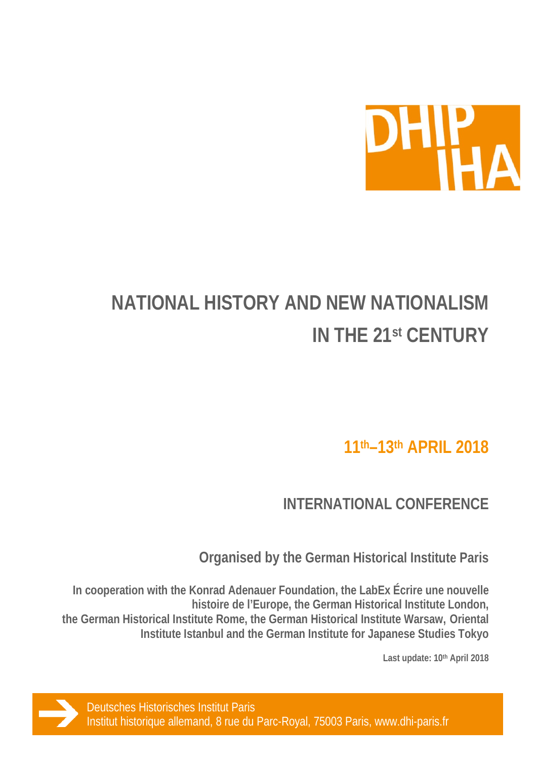# NATIONAL HISTORY AND NEW NATIONALISM IN THE 21st CENTURY

**11th–13th APRIL 2018**

## INTERNATIONAL CONFERENCE

**Organised by the German Historical Institute Paris**

**In cooperation with the Konrad Adenauer Foundation, the LabEx Écrire une nouvelle histoire de l'Europe, the German Historical Institute London, the German Historical Institute Rome, the German Historical Institute Warsaw, Oriental Institute Istanbul and the German Institute for Japanese Studies Tokyo**

**Last update: 10th April 2018**

Deutsches Historisches Institut Paris
Institut historique allemand, 8 rue du Parc-Royal, 75003 Paris, www.dhi-paris.fr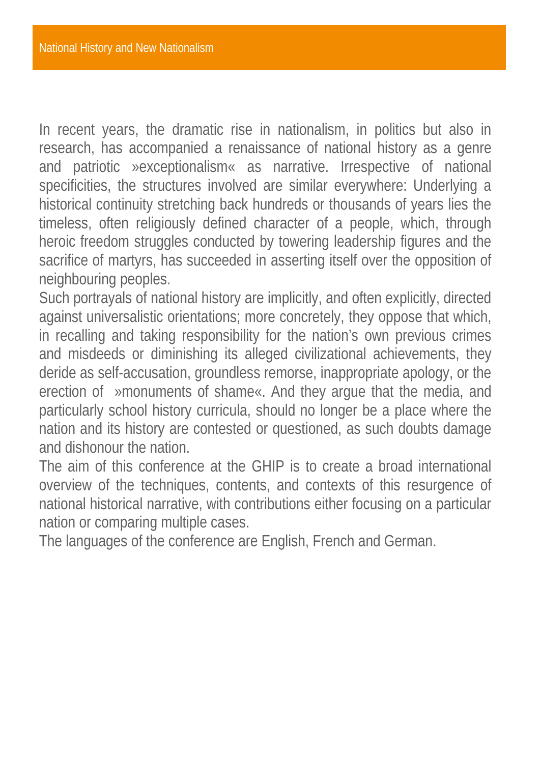# National History and New Nationalism

In recent years, the dramatic rise in nationalism, in politics but also in research, has accompanied a renaissance of national history as a genre and patriotic »exceptionalism« as narrative. Irrespective of national specificities, the structures involved are similar everywhere: Underlying a historical continuity stretching back hundreds or thousands of years lies the timeless, often religiously defined character of a people, which, through heroic freedom struggles conducted by towering leadership figures and the sacrifice of martyrs, has succeeded in asserting itself over the opposition of neighbouring peoples.

Such portrayals of national history are implicitly, and often explicitly, directed against universalistic orientations; more concretely, they oppose that which, in recalling and taking responsibility for the nation's own previous crimes and misdeeds or diminishing its alleged civilizational achievements, they deride as self-accusation, groundless remorse, inappropriate apology, or the erection of »monuments of shame«. And they argue that the media, and particularly school history curricula, should no longer be a place where the nation and its history are contested or questioned, as such doubts damage and dishonour the nation.

The aim of this conference at the GHIP is to create a broad international overview of the techniques, contents, and contexts of this resurgence of national historical narrative, with contributions either focusing on a particular nation or comparing multiple cases.

The languages of the conference are English, French and German.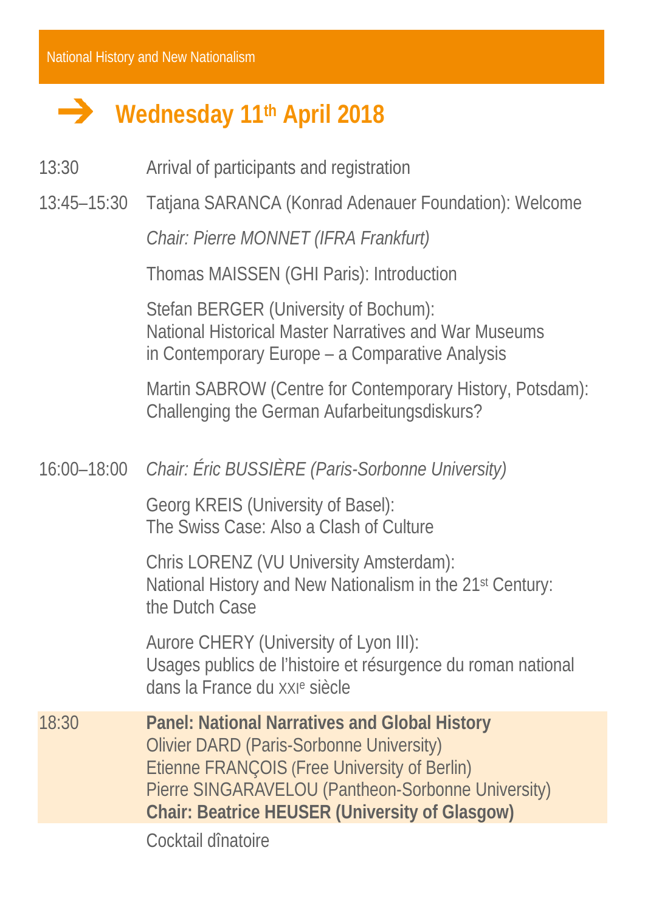## Wednesday 11th April 2018

13:30 Arrival of participants and registration

13:45–15:30 Tatjana SARANCA (Konrad Adenauer Foundation): Welcome

*Chair: Pierre MONNET (IFRA Frankfurt)*

Thomas MAISSEN (GHI Paris): Introduction

Stefan BERGER (University of Bochum):
National Historical Master Narratives and War Museums in Contemporary Europe – a Comparative Analysis

Martin SABROW (Centre for Contemporary History, Potsdam):
Challenging the German Aufarbeitungsdiskurs?

16:00–18:00 *Chair: Éric BUSSIÈRE (Paris-Sorbonne University)*

Georg KREIS (University of Basel):
The Swiss Case: Also a Clash of Culture

Chris LORENZ (VU University Amsterdam):
National History and New Nationalism in the 21st Century: the Dutch Case

Aurore CHERY (University of Lyon III):
Usages publics de l'histoire et résurgence du roman national dans la France du XXIe siècle

18:30 **Panel: National Narratives and Global History**
Olivier DARD (Paris-Sorbonne University)
Etienne FRANÇOIS (Free University of Berlin)
Pierre SINGARAVELOU (Pantheon-Sorbonne University)
**Chair: Beatrice HEUSER (University of Glasgow)**

Cocktail dînatoire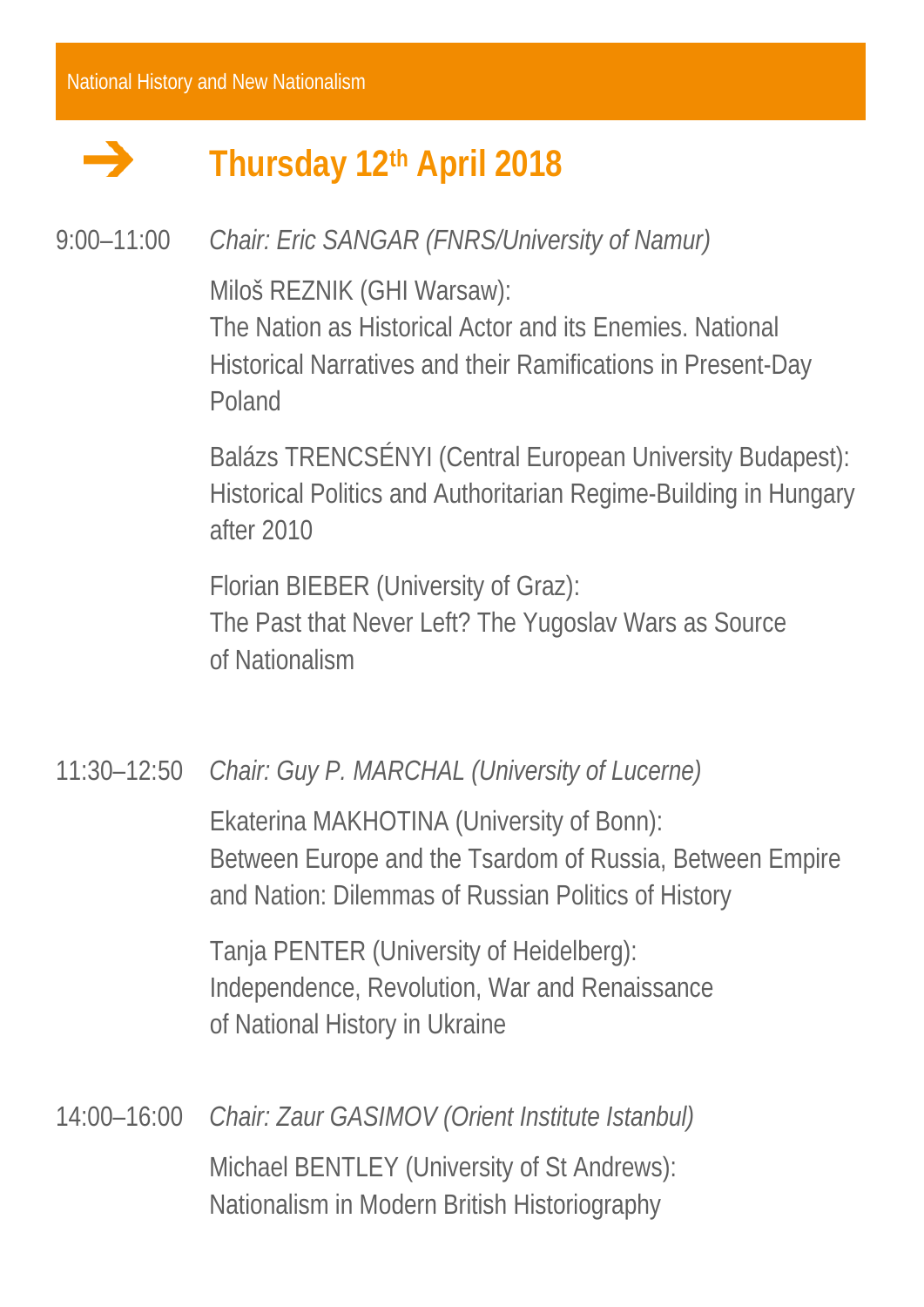## Thursday 12th April 2018

9:00–11:00 *Chair: Eric SANGAR (FNRS/University of Namur)*

Miloš REZNIK (GHI Warsaw):
The Nation as Historical Actor and its Enemies. National Historical Narratives and their Ramifications in Present-Day Poland

Balázs TRENCSÉNYI (Central European University Budapest):
Historical Politics and Authoritarian Regime-Building in Hungary after 2010

Florian BIEBER (University of Graz):
The Past that Never Left? The Yugoslav Wars as Source of Nationalism

11:30–12:50 *Chair: Guy P. MARCHAL (University of Lucerne)*

Ekaterina MAKHOTINA (University of Bonn):
Between Europe and the Tsardom of Russia, Between Empire and Nation: Dilemmas of Russian Politics of History

Tanja PENTER (University of Heidelberg):
Independence, Revolution, War and Renaissance of National History in Ukraine

14:00–16:00 *Chair: Zaur GASIMOV (Orient Institute Istanbul)*

Michael BENTLEY (University of St Andrews):
Nationalism in Modern British Historiography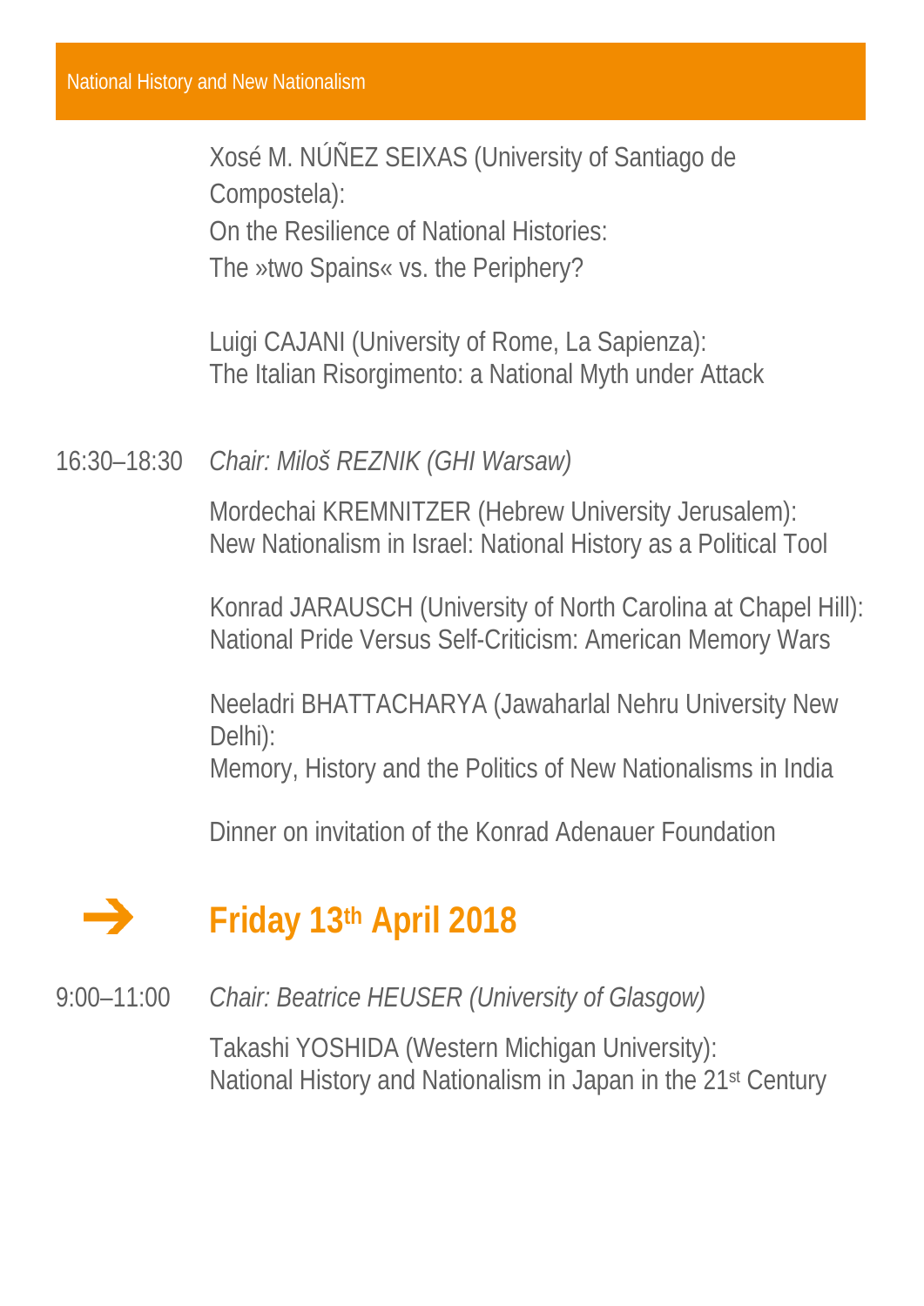Xosé M. NÚÑEZ SEIXAS (University of Santiago de Compostela):
On the Resilience of National Histories:
The »two Spains« vs. the Periphery?

Luigi CAJANI (University of Rome, La Sapienza):
The Italian Risorgimento: a National Myth under Attack

16:30–18:30 *Chair: Miloš REZNIK (GHI Warsaw)*

Mordechai KREMNITZER (Hebrew University Jerusalem):
New Nationalism in Israel: National History as a Political Tool

Konrad JARAUSCH (University of North Carolina at Chapel Hill):
National Pride Versus Self-Criticism: American Memory Wars

Neeladri BHATTACHARYA (Jawaharlal Nehru University New Delhi):
Memory, History and the Politics of New Nationalisms in India

Dinner on invitation of the Konrad Adenauer Foundation

## → Friday 13th April 2018

9:00–11:00 *Chair: Beatrice HEUSER (University of Glasgow)*

Takashi YOSHIDA (Western Michigan University):
National History and Nationalism in Japan in the 21st Century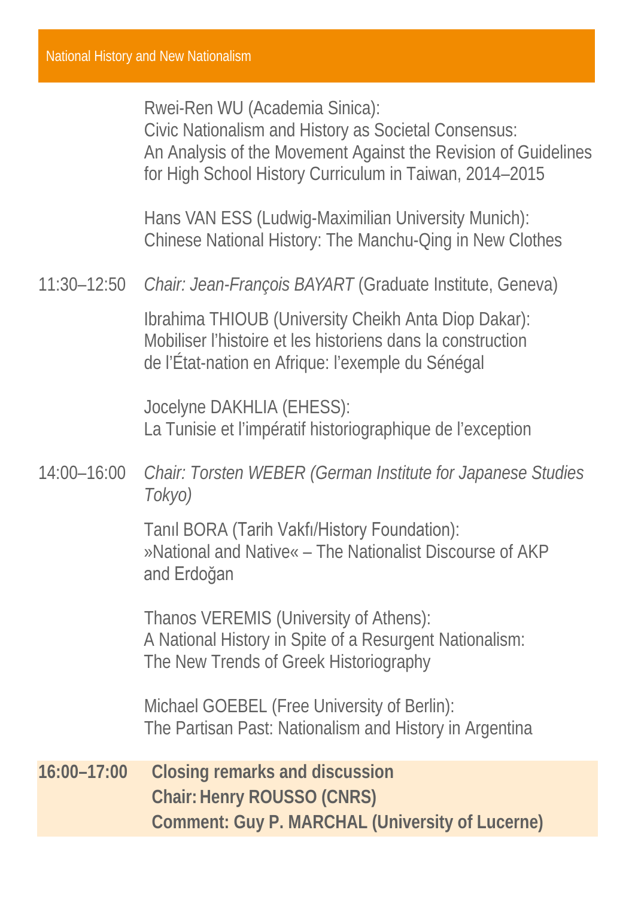Rwei-Ren WU (Academia Sinica):
Civic Nationalism and History as Societal Consensus:
An Analysis of the Movement Against the Revision of Guidelines for High School History Curriculum in Taiwan, 2014–2015

Hans VAN ESS (Ludwig-Maximilian University Munich):
Chinese National History: The Manchu-Qing in New Clothes

11:30–12:50 *Chair: Jean-François BAYART* (Graduate Institute, Geneva)

Ibrahima THIOUB (University Cheikh Anta Diop Dakar):
Mobiliser l'histoire et les historiens dans la construction de l'État-nation en Afrique: l'exemple du Sénégal

Jocelyne DAKHLIA (EHESS):
La Tunisie et l'impératif historiographique de l'exception

14:00–16:00 *Chair: Torsten WEBER (German Institute for Japanese Studies Tokyo)*

Tanıl BORA (Tarih Vakfı/History Foundation):
»National and Native« – The Nationalist Discourse of AKP and Erdoğan

Thanos VEREMIS (University of Athens):
A National History in Spite of a Resurgent Nationalism:
The New Trends of Greek Historiography

Michael GOEBEL (Free University of Berlin):
The Partisan Past: Nationalism and History in Argentina

**16:00–17:00 Closing remarks and discussion**
**Chair: Henry ROUSSO (CNRS)**
**Comment: Guy P. MARCHAL (University of Lucerne)**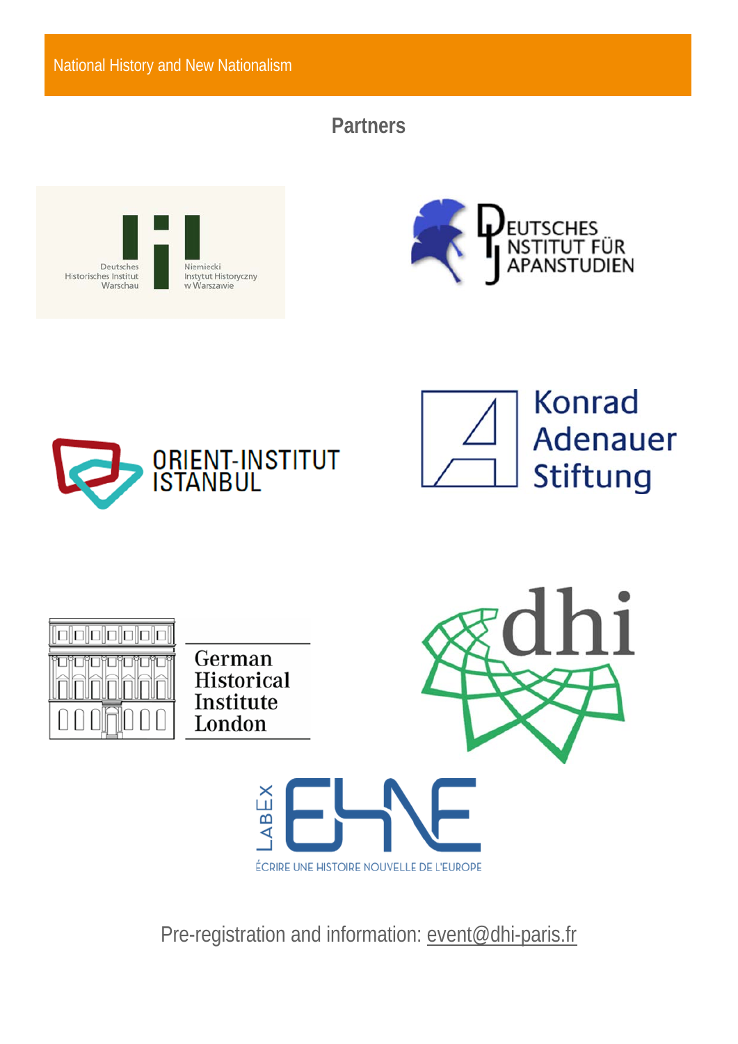## Partners

Deutsches Historisches Institut Warschau

Niemiecki Instytut Historyczny w Warszawie

Deutsches Institut für Japanstudien

Orient-Institut Istanbul

Konrad Adenauer Stiftung

German Historical Institute London

dhi

LabEx EHNE

ÉCRIRE UNE HISTOIRE NOUVELLE DE L'EUROPE

Pre-registration and information: event@dhi-paris.fr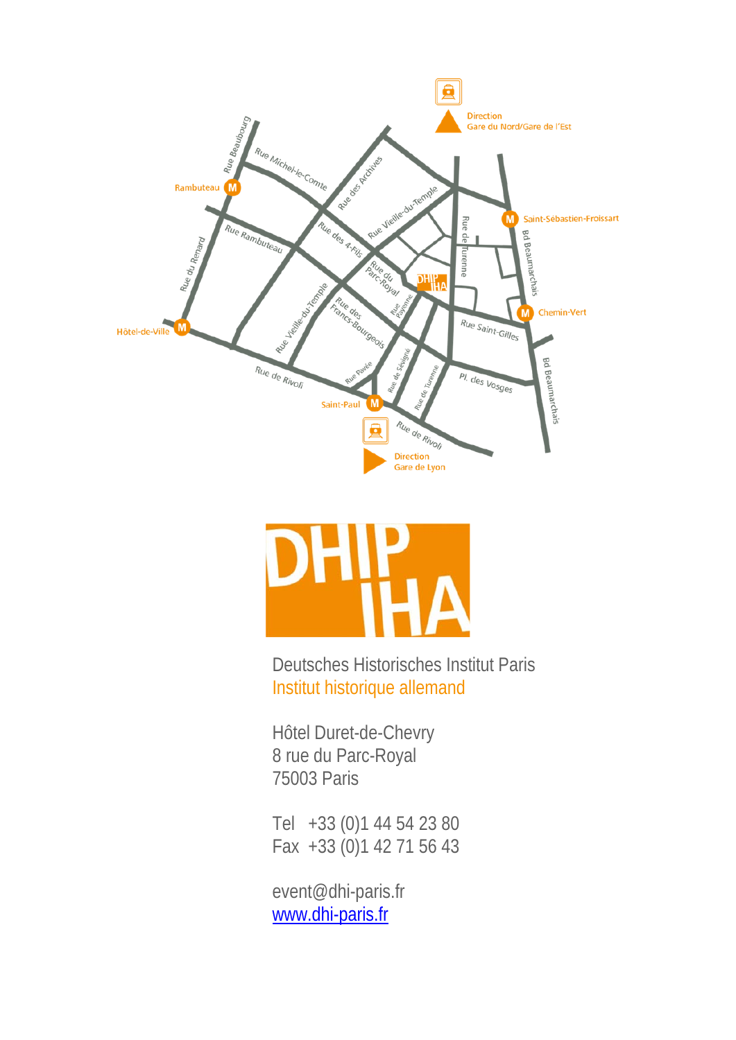Direction
Gare du Nord/Gare de l'Est

Rue Beaubourg
Rue Michel-le-Comte
Rue des Archives
Rambuteau
Rue Rambuteau
Rue des 4-Fils
Rue Vieille-du-Temple
Saint-Sébastien-Froissart
Rue de Turenne
Bd Beaumarchais
Rue du Renard
Rue du Parc-Royal
DHIP IHA
Rue Payenne
Chemin-Vert
Rue Vieille-du-Temple
Rue des Francs-Bourgeois
Rue Saint-Gilles
Hôtel-de-Ville
Bd Beaumarchais
Rue de Rivoli
Rue Pavée
Rue de Sévigné
Rue de Turenne
Pl. des Vosges
Saint-Paul
Rue de Rivoli
Direction
Gare de Lyon

DHIP IHA

Deutsches Historisches Institut Paris
Institut historique allemand

Hôtel Duret-de-Chevry
8 rue du Parc-Royal
75003 Paris

Tel +33 (0)1 44 54 23 80
Fax +33 (0)1 42 71 56 43

event@dhi-paris.fr
www.dhi-paris.fr